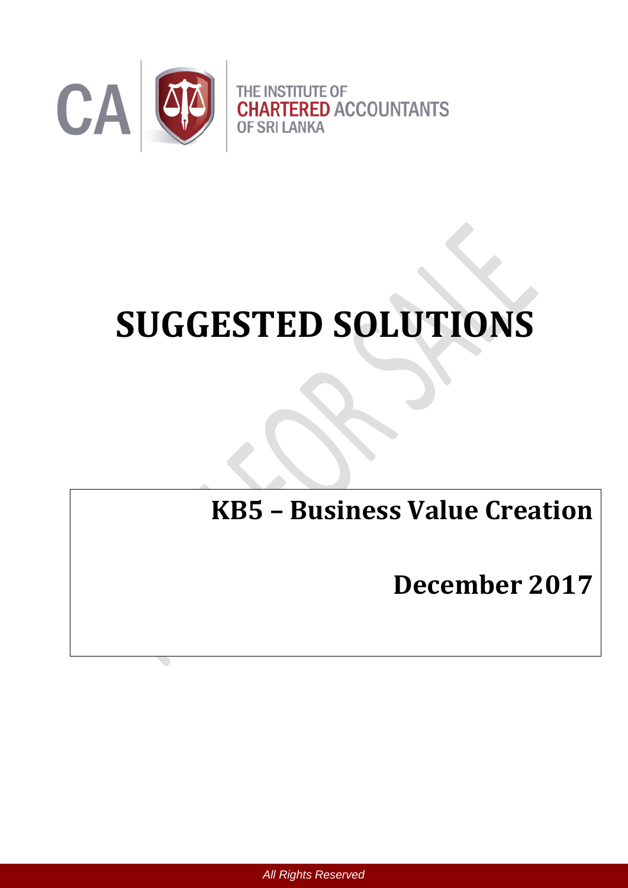CA | THE INSTITUTE OF CHARTERED ACCOUNTANTS OF SRI LANKA

# SUGGESTED SOLUTIONS

## KB5 – Business Value Creation

## December 2017

*All Rights Reserved*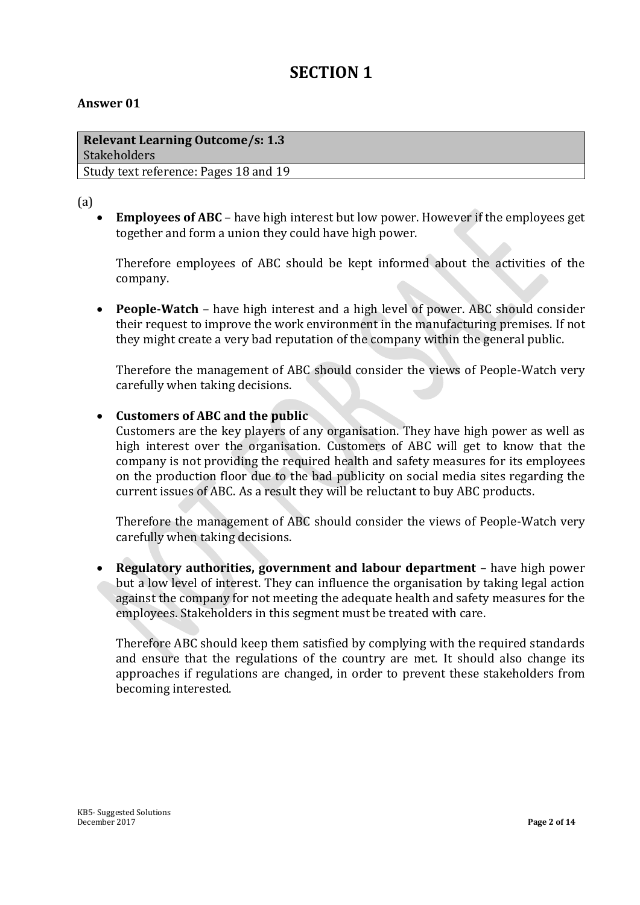# SECTION 1

**Answer 01**

| **Relevant Learning Outcome/s: 1.3** |
|---|
| Stakeholders |
| Study text reference: Pages 18 and 19 |

(a)

- **Employees of ABC** – have high interest but low power. However if the employees get together and form a union they could have high power.

  Therefore employees of ABC should be kept informed about the activities of the company.

- **People-Watch** – have high interest and a high level of power. ABC should consider their request to improve the work environment in the manufacturing premises. If not they might create a very bad reputation of the company within the general public.

  Therefore the management of ABC should consider the views of People-Watch very carefully when taking decisions.

- **Customers of ABC and the public**

  Customers are the key players of any organisation. They have high power as well as high interest over the organisation. Customers of ABC will get to know that the company is not providing the required health and safety measures for its employees on the production floor due to the bad publicity on social media sites regarding the current issues of ABC. As a result they will be reluctant to buy ABC products.

  Therefore the management of ABC should consider the views of People-Watch very carefully when taking decisions.

- **Regulatory authorities, government and labour department** – have high power but a low level of interest. They can influence the organisation by taking legal action against the company for not meeting the adequate health and safety measures for the employees. Stakeholders in this segment must be treated with care.

  Therefore ABC should keep them satisfied by complying with the required standards and ensure that the regulations of the country are met. It should also change its approaches if regulations are changed, in order to prevent these stakeholders from becoming interested.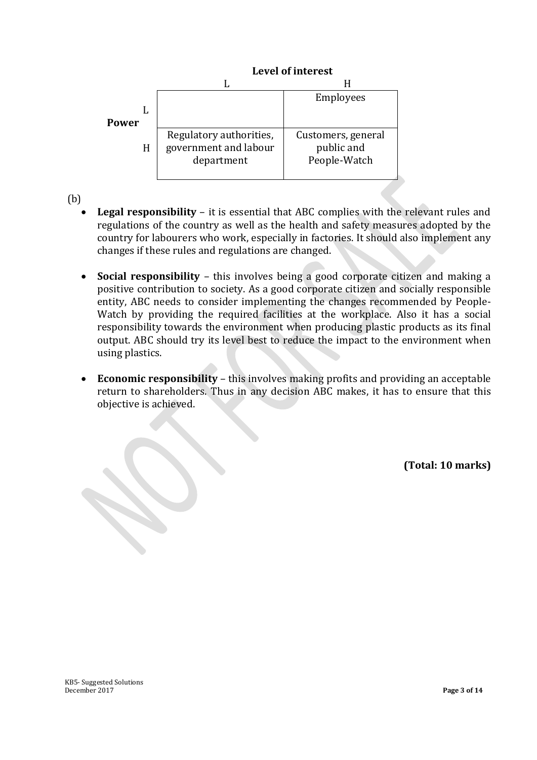| | | **Level of interest** | |
|---|---|---|---|
| | | L | H |
| **Power** | L | | Employees |
| | H | Regulatory authorities, government and labour department | Customers, general public and People-Watch |

(b)

- **Legal responsibility** – it is essential that ABC complies with the relevant rules and regulations of the country as well as the health and safety measures adopted by the country for labourers who work, especially in factories. It should also implement any changes if these rules and regulations are changed.

- **Social responsibility** – this involves being a good corporate citizen and making a positive contribution to society. As a good corporate citizen and socially responsible entity, ABC needs to consider implementing the changes recommended by People-Watch by providing the required facilities at the workplace. Also it has a social responsibility towards the environment when producing plastic products as its final output. ABC should try its level best to reduce the impact to the environment when using plastics.

- **Economic responsibility** – this involves making profits and providing an acceptable return to shareholders. Thus in any decision ABC makes, it has to ensure that this objective is achieved.

**(Total: 10 marks)**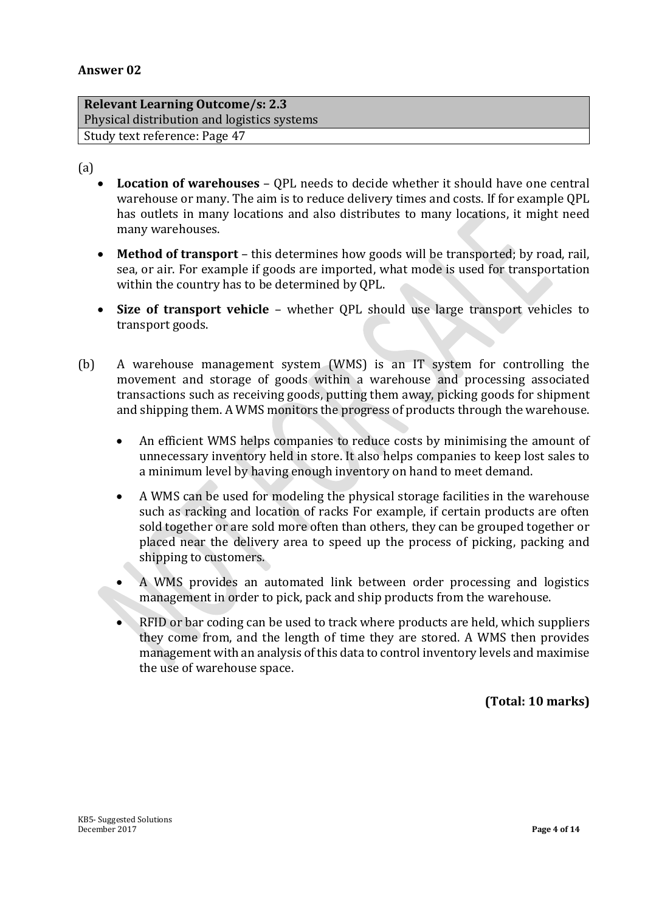## Answer 02

| Relevant Learning Outcome/s: 2.3 |
|---|
| Physical distribution and logistics systems |
| Study text reference: Page 47 |

(a)

- **Location of warehouses** – QPL needs to decide whether it should have one central warehouse or many. The aim is to reduce delivery times and costs. If for example QPL has outlets in many locations and also distributes to many locations, it might need many warehouses.

- **Method of transport** – this determines how goods will be transported; by road, rail, sea, or air. For example if goods are imported, what mode is used for transportation within the country has to be determined by QPL.

- **Size of transport vehicle** – whether QPL should use large transport vehicles to transport goods.

(b) A warehouse management system (WMS) is an IT system for controlling the movement and storage of goods within a warehouse and processing associated transactions such as receiving goods, putting them away, picking goods for shipment and shipping them. A WMS monitors the progress of products through the warehouse.

- An efficient WMS helps companies to reduce costs by minimising the amount of unnecessary inventory held in store. It also helps companies to keep lost sales to a minimum level by having enough inventory on hand to meet demand.

- A WMS can be used for modeling the physical storage facilities in the warehouse such as racking and location of racks For example, if certain products are often sold together or are sold more often than others, they can be grouped together or placed near the delivery area to speed up the process of picking, packing and shipping to customers.

- A WMS provides an automated link between order processing and logistics management in order to pick, pack and ship products from the warehouse.

- RFID or bar coding can be used to track where products are held, which suppliers they come from, and the length of time they are stored. A WMS then provides management with an analysis of this data to control inventory levels and maximise the use of warehouse space.

**(Total: 10 marks)**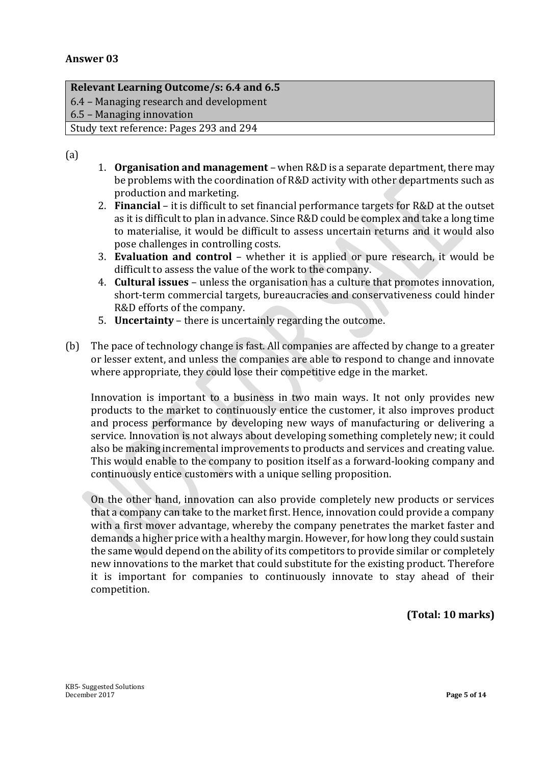## Answer 03

| **Relevant Learning Outcome/s: 6.4 and 6.5** |
|---|
| 6.4 – Managing research and development |
| 6.5 – Managing innovation |
| Study text reference: Pages 293 and 294 |

(a)

1. **Organisation and management** – when R&D is a separate department, there may be problems with the coordination of R&D activity with other departments such as production and marketing.
2. **Financial** – it is difficult to set financial performance targets for R&D at the outset as it is difficult to plan in advance. Since R&D could be complex and take a long time to materialise, it would be difficult to assess uncertain returns and it would also pose challenges in controlling costs.
3. **Evaluation and control** – whether it is applied or pure research, it would be difficult to assess the value of the work to the company.
4. **Cultural issues** – unless the organisation has a culture that promotes innovation, short-term commercial targets, bureaucracies and conservativeness could hinder R&D efforts of the company.
5. **Uncertainty** – there is uncertainly regarding the outcome.

(b) The pace of technology change is fast. All companies are affected by change to a greater or lesser extent, and unless the companies are able to respond to change and innovate where appropriate, they could lose their competitive edge in the market.

Innovation is important to a business in two main ways. It not only provides new products to the market to continuously entice the customer, it also improves product and process performance by developing new ways of manufacturing or delivering a service. Innovation is not always about developing something completely new; it could also be making incremental improvements to products and services and creating value. This would enable to the company to position itself as a forward-looking company and continuously entice customers with a unique selling proposition.

On the other hand, innovation can also provide completely new products or services that a company can take to the market first. Hence, innovation could provide a company with a first mover advantage, whereby the company penetrates the market faster and demands a higher price with a healthy margin. However, for how long they could sustain the same would depend on the ability of its competitors to provide similar or completely new innovations to the market that could substitute for the existing product. Therefore it is important for companies to continuously innovate to stay ahead of their competition.

**(Total: 10 marks)**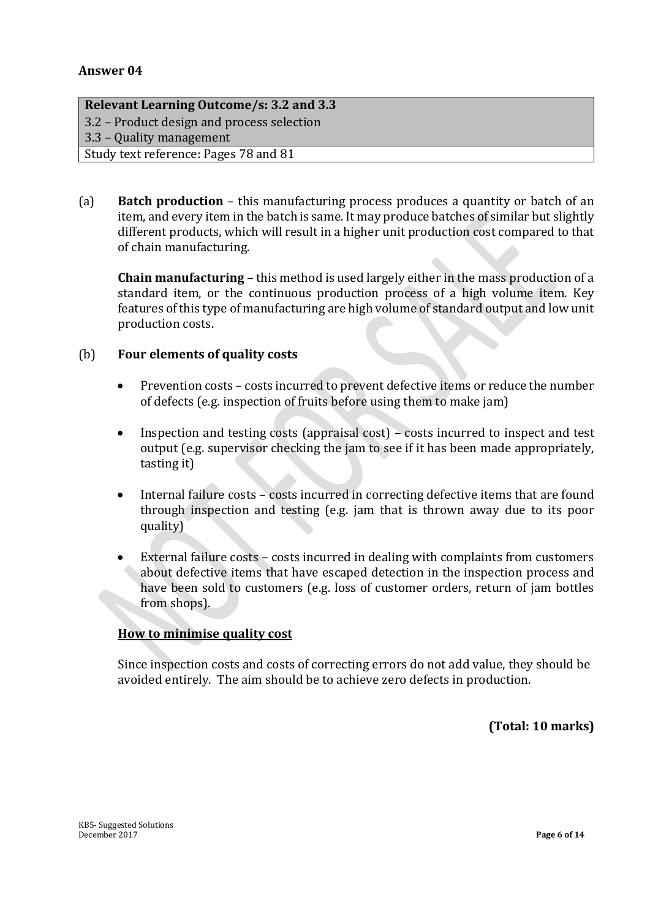**Answer 04**

| **Relevant Learning Outcome/s: 3.2 and 3.3** |
|---|
| 3.2 – Product design and process selection |
| 3.3 – Quality management |
| Study text reference: Pages 78 and 81 |

(a) **Batch production** – this manufacturing process produces a quantity or batch of an item, and every item in the batch is same. It may produce batches of similar but slightly different products, which will result in a higher unit production cost compared to that of chain manufacturing.

**Chain manufacturing** – this method is used largely either in the mass production of a standard item, or the continuous production process of a high volume item. Key features of this type of manufacturing are high volume of standard output and low unit production costs.

(b) **Four elements of quality costs**

- Prevention costs – costs incurred to prevent defective items or reduce the number of defects (e.g. inspection of fruits before using them to make jam)
- Inspection and testing costs (appraisal cost) – costs incurred to inspect and test output (e.g. supervisor checking the jam to see if it has been made appropriately, tasting it)
- Internal failure costs – costs incurred in correcting defective items that are found through inspection and testing (e.g. jam that is thrown away due to its poor quality)
- External failure costs – costs incurred in dealing with complaints from customers about defective items that have escaped detection in the inspection process and have been sold to customers (e.g. loss of customer orders, return of jam bottles from shops).

**How to minimise quality cost**

Since inspection costs and costs of correcting errors do not add value, they should be avoided entirely. The aim should be to achieve zero defects in production.

**(Total: 10 marks)**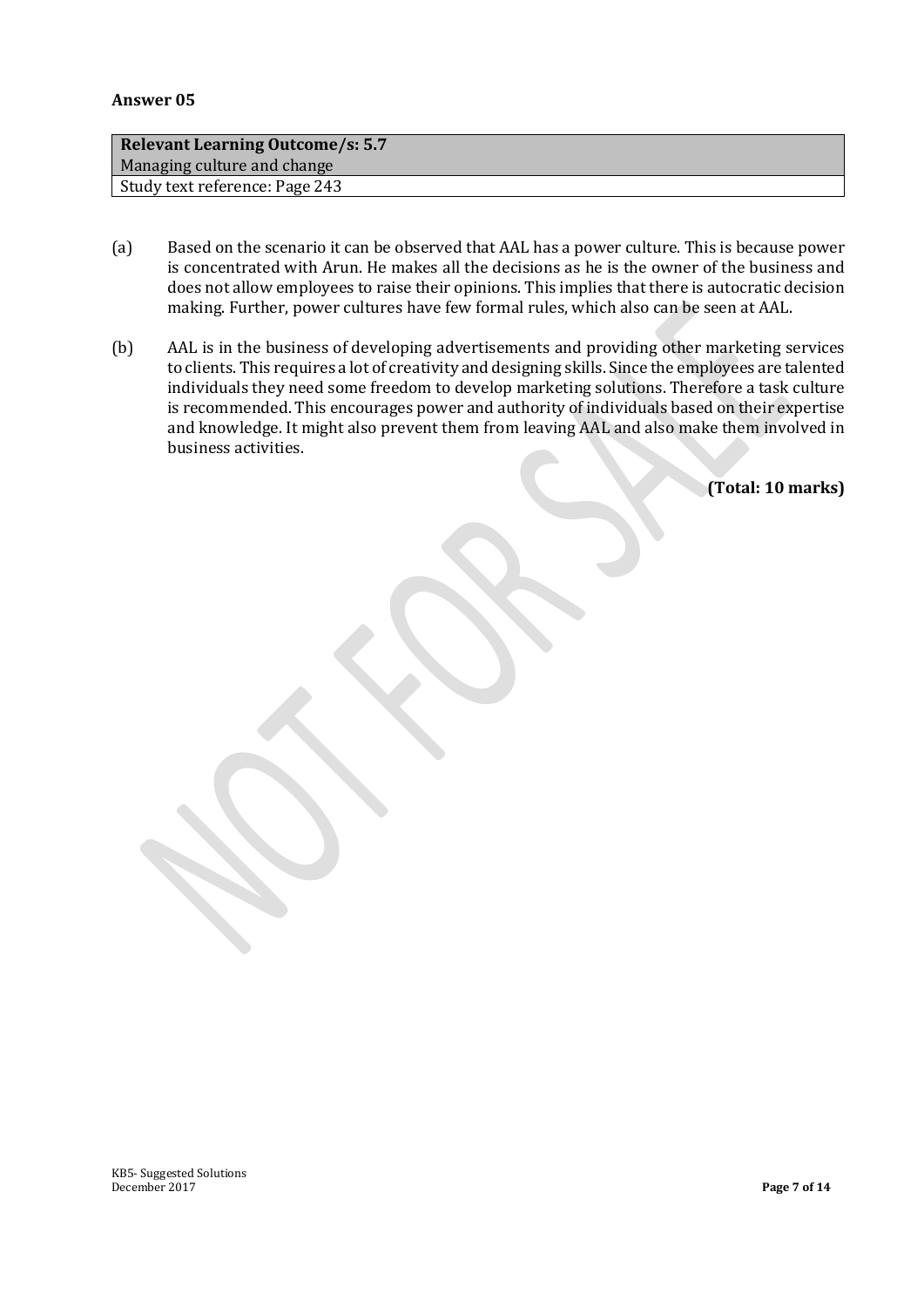**Answer 05**

| **Relevant Learning Outcome/s: 5.7** |
| --- |
| Managing culture and change |
| Study text reference: Page 243 |

(a) Based on the scenario it can be observed that AAL has a power culture. This is because power is concentrated with Arun. He makes all the decisions as he is the owner of the business and does not allow employees to raise their opinions. This implies that there is autocratic decision making. Further, power cultures have few formal rules, which also can be seen at AAL.

(b) AAL is in the business of developing advertisements and providing other marketing services to clients. This requires a lot of creativity and designing skills. Since the employees are talented individuals they need some freedom to develop marketing solutions. Therefore a task culture is recommended. This encourages power and authority of individuals based on their expertise and knowledge. It might also prevent them from leaving AAL and also make them involved in business activities.

**(Total: 10 marks)**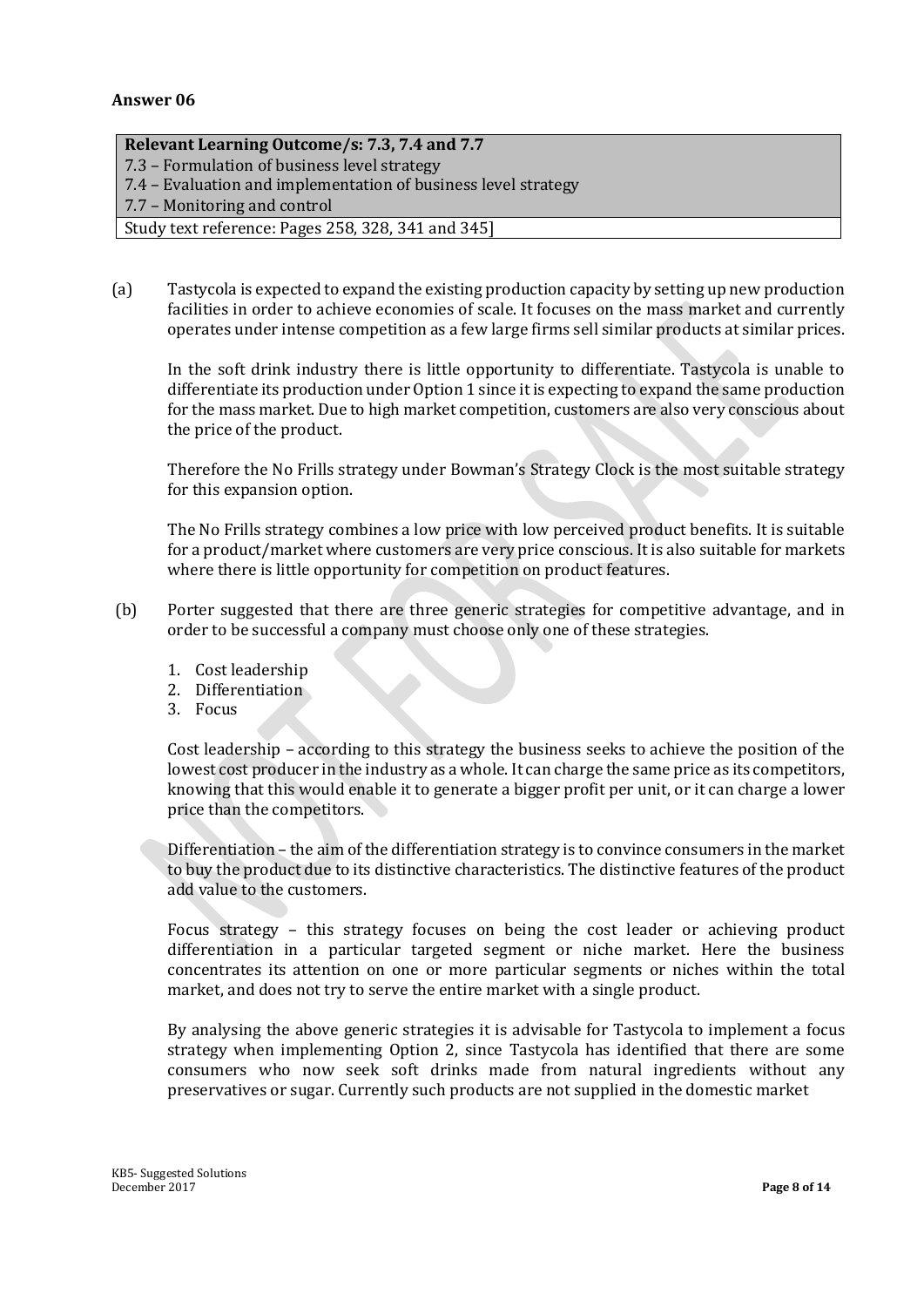**Answer 06**

| **Relevant Learning Outcome/s: 7.3, 7.4 and 7.7** |
|---|
| 7.3 – Formulation of business level strategy |
| 7.4 – Evaluation and implementation of business level strategy |
| 7.7 – Monitoring and control |
| Study text reference: Pages 258, 328, 341 and 345] |

(a) Tastycola is expected to expand the existing production capacity by setting up new production facilities in order to achieve economies of scale. It focuses on the mass market and currently operates under intense competition as a few large firms sell similar products at similar prices.

In the soft drink industry there is little opportunity to differentiate. Tastycola is unable to differentiate its production under Option 1 since it is expecting to expand the same production for the mass market. Due to high market competition, customers are also very conscious about the price of the product.

Therefore the No Frills strategy under Bowman's Strategy Clock is the most suitable strategy for this expansion option.

The No Frills strategy combines a low price with low perceived product benefits. It is suitable for a product/market where customers are very price conscious. It is also suitable for markets where there is little opportunity for competition on product features.

(b) Porter suggested that there are three generic strategies for competitive advantage, and in order to be successful a company must choose only one of these strategies.

1. Cost leadership
2. Differentiation
3. Focus

Cost leadership – according to this strategy the business seeks to achieve the position of the lowest cost producer in the industry as a whole. It can charge the same price as its competitors, knowing that this would enable it to generate a bigger profit per unit, or it can charge a lower price than the competitors.

Differentiation – the aim of the differentiation strategy is to convince consumers in the market to buy the product due to its distinctive characteristics. The distinctive features of the product add value to the customers.

Focus strategy – this strategy focuses on being the cost leader or achieving product differentiation in a particular targeted segment or niche market. Here the business concentrates its attention on one or more particular segments or niches within the total market, and does not try to serve the entire market with a single product.

By analysing the above generic strategies it is advisable for Tastycola to implement a focus strategy when implementing Option 2, since Tastycola has identified that there are some consumers who now seek soft drinks made from natural ingredients without any preservatives or sugar. Currently such products are not supplied in the domestic market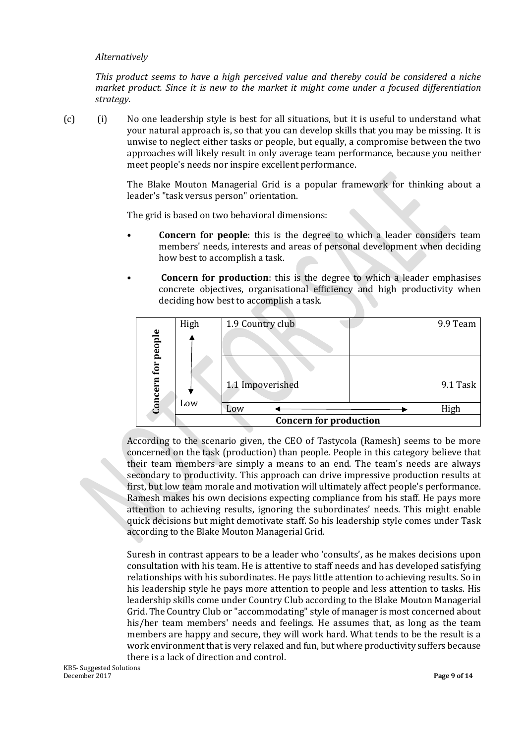*Alternatively*

*This product seems to have a high perceived value and thereby could be considered a niche market product. Since it is new to the market it might come under a focused differentiation strategy.*

(c) (i) No one leadership style is best for all situations, but it is useful to understand what your natural approach is, so that you can develop skills that you may be missing. It is unwise to neglect either tasks or people, but equally, a compromise between the two approaches will likely result in only average team performance, because you neither meet people's needs nor inspire excellent performance.

The Blake Mouton Managerial Grid is a popular framework for thinking about a leader's "task versus person" orientation.

The grid is based on two behavioral dimensions:

- **Concern for people**: this is the degree to which a leader considers team members' needs, interests and areas of personal development when deciding how best to accomplish a task.
- **Concern for production**: this is the degree to which a leader emphasises concrete objectives, organisational efficiency and high productivity when deciding how best to accomplish a task.

| **Concern for people** | | | |
|---|---|---|---|
| | High ↑ | 1.9 Country club | 9.9 Team |
| | Low ↓ | 1.1 Impoverished | 9.1 Task |
| | | Low ← | → High |
| | | **Concern for production** | |

According to the scenario given, the CEO of Tastycola (Ramesh) seems to be more concerned on the task (production) than people. People in this category believe that their team members are simply a means to an end. The team's needs are always secondary to productivity. This approach can drive impressive production results at first, but low team morale and motivation will ultimately affect people's performance. Ramesh makes his own decisions expecting compliance from his staff. He pays more attention to achieving results, ignoring the subordinates' needs. This might enable quick decisions but might demotivate staff. So his leadership style comes under Task according to the Blake Mouton Managerial Grid.

Suresh in contrast appears to be a leader who 'consults', as he makes decisions upon consultation with his team. He is attentive to staff needs and has developed satisfying relationships with his subordinates. He pays little attention to achieving results. So in his leadership style he pays more attention to people and less attention to tasks. His leadership skills come under Country Club according to the Blake Mouton Managerial Grid. The Country Club or "accommodating" style of manager is most concerned about his/her team members' needs and feelings. He assumes that, as long as the team members are happy and secure, they will work hard. What tends to be the result is a work environment that is very relaxed and fun, but where productivity suffers because there is a lack of direction and control.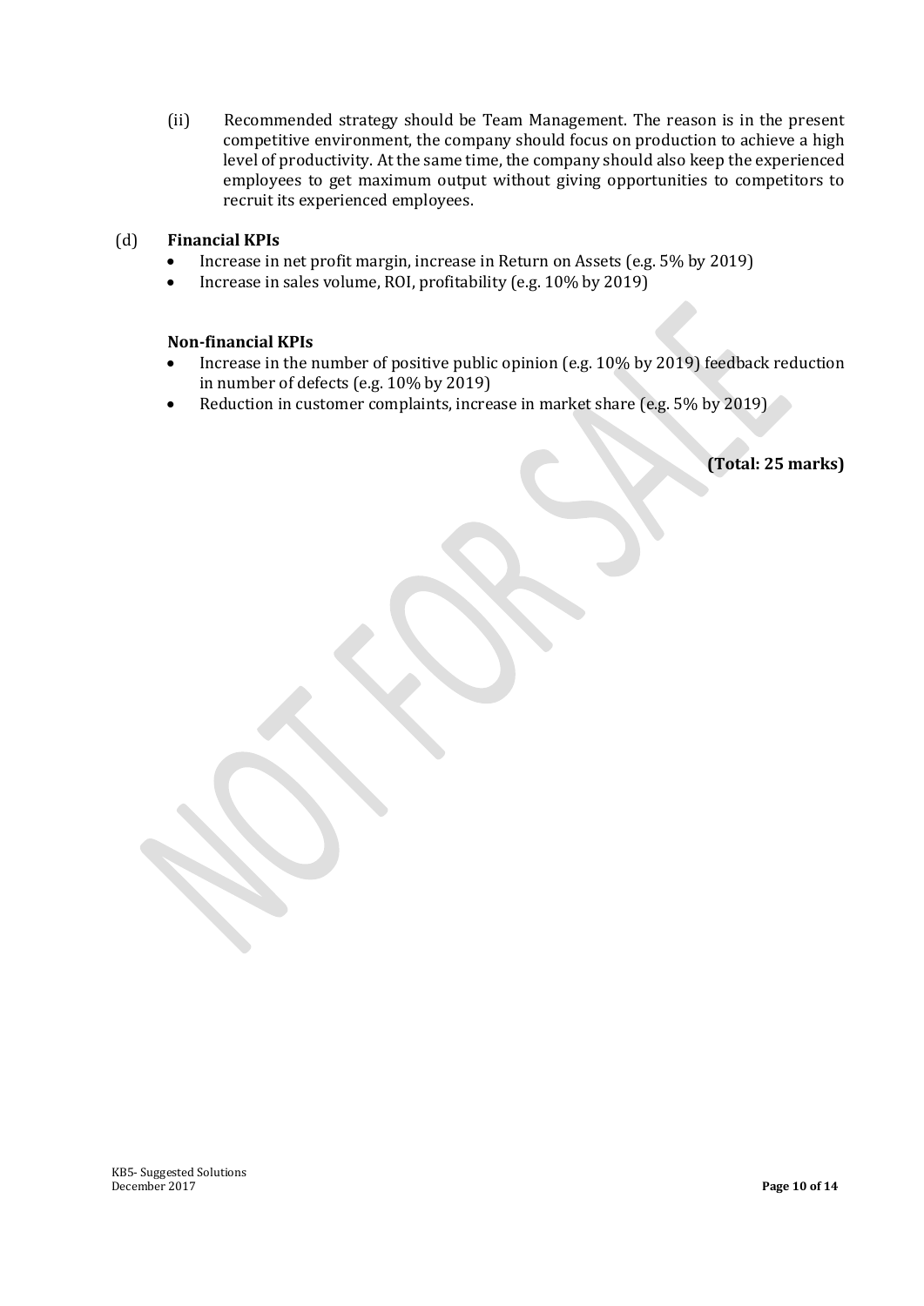(ii) Recommended strategy should be Team Management. The reason is in the present competitive environment, the company should focus on production to achieve a high level of productivity. At the same time, the company should also keep the experienced employees to get maximum output without giving opportunities to competitors to recruit its experienced employees.

(d) **Financial KPIs**

- Increase in net profit margin, increase in Return on Assets (e.g. 5% by 2019)
- Increase in sales volume, ROI, profitability (e.g. 10% by 2019)

**Non-financial KPIs**

- Increase in the number of positive public opinion (e.g. 10% by 2019) feedback reduction in number of defects (e.g. 10% by 2019)
- Reduction in customer complaints, increase in market share (e.g. 5% by 2019)

**(Total: 25 marks)**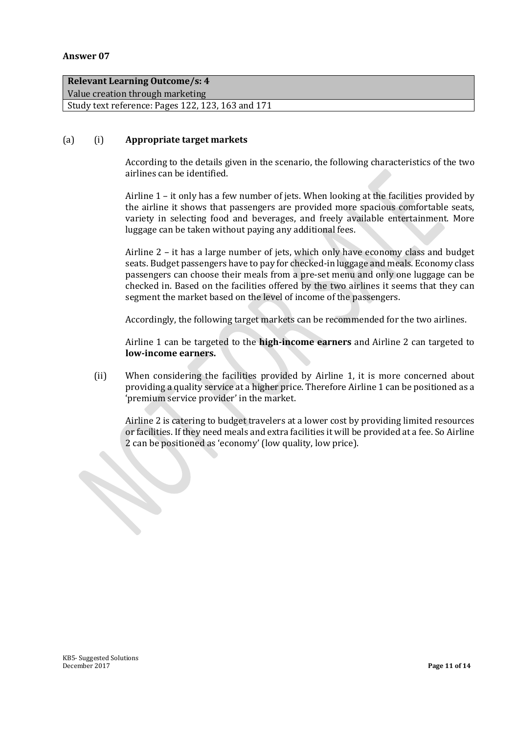**Answer 07**

| **Relevant Learning Outcome/s: 4** |
| --- |
| Value creation through marketing |
| Study text reference: Pages 122, 123, 163 and 171 |

(a) (i) **Appropriate target markets**

According to the details given in the scenario, the following characteristics of the two airlines can be identified.

Airline 1 – it only has a few number of jets. When looking at the facilities provided by the airline it shows that passengers are provided more spacious comfortable seats, variety in selecting food and beverages, and freely available entertainment. More luggage can be taken without paying any additional fees.

Airline 2 – it has a large number of jets, which only have economy class and budget seats. Budget passengers have to pay for checked-in luggage and meals. Economy class passengers can choose their meals from a pre-set menu and only one luggage can be checked in. Based on the facilities offered by the two airlines it seems that they can segment the market based on the level of income of the passengers.

Accordingly, the following target markets can be recommended for the two airlines.

Airline 1 can be targeted to the **high-income earners** and Airline 2 can targeted to **low-income earners.**

(ii) When considering the facilities provided by Airline 1, it is more concerned about providing a quality service at a higher price. Therefore Airline 1 can be positioned as a 'premium service provider' in the market.

Airline 2 is catering to budget travelers at a lower cost by providing limited resources or facilities. If they need meals and extra facilities it will be provided at a fee. So Airline 2 can be positioned as 'economy' (low quality, low price).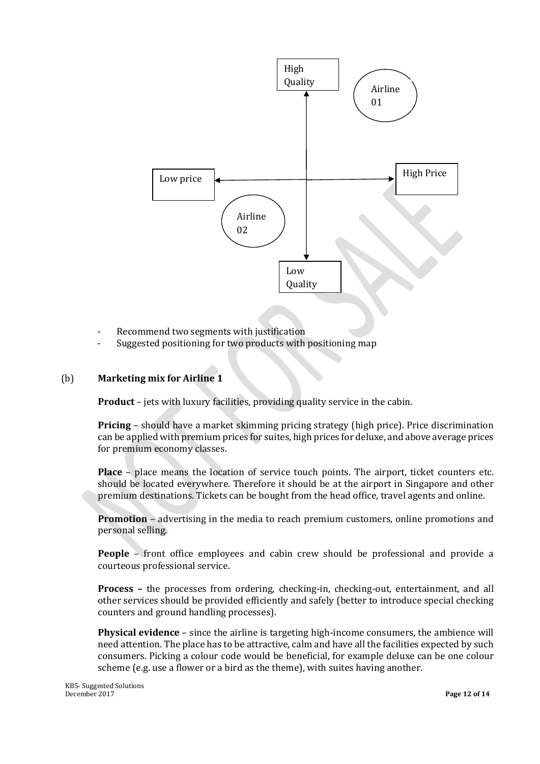- Recommend two segments with justification
- Suggested positioning for two products with positioning map

(b) **Marketing mix for Airline 1**

**Product** – jets with luxury facilities, providing quality service in the cabin.

**Pricing** – should have a market skimming pricing strategy (high price). Price discrimination can be applied with premium prices for suites, high prices for deluxe, and above average prices for premium economy classes.

**Place** – place means the location of service touch points. The airport, ticket counters etc. should be located everywhere. Therefore it should be at the airport in Singapore and other premium destinations. Tickets can be bought from the head office, travel agents and online.

**Promotion** – advertising in the media to reach premium customers, online promotions and personal selling.

**People** – front office employees and cabin crew should be professional and provide a courteous professional service.

**Process –** the processes from ordering, checking-in, checking-out, entertainment, and all other services should be provided efficiently and safely (better to introduce special checking counters and ground handling processes).

**Physical evidence** – since the airline is targeting high-income consumers, the ambience will need attention. The place has to be attractive, calm and have all the facilities expected by such consumers. Picking a colour code would be beneficial, for example deluxe can be one colour scheme (e.g. use a flower or a bird as the theme), with suites having another.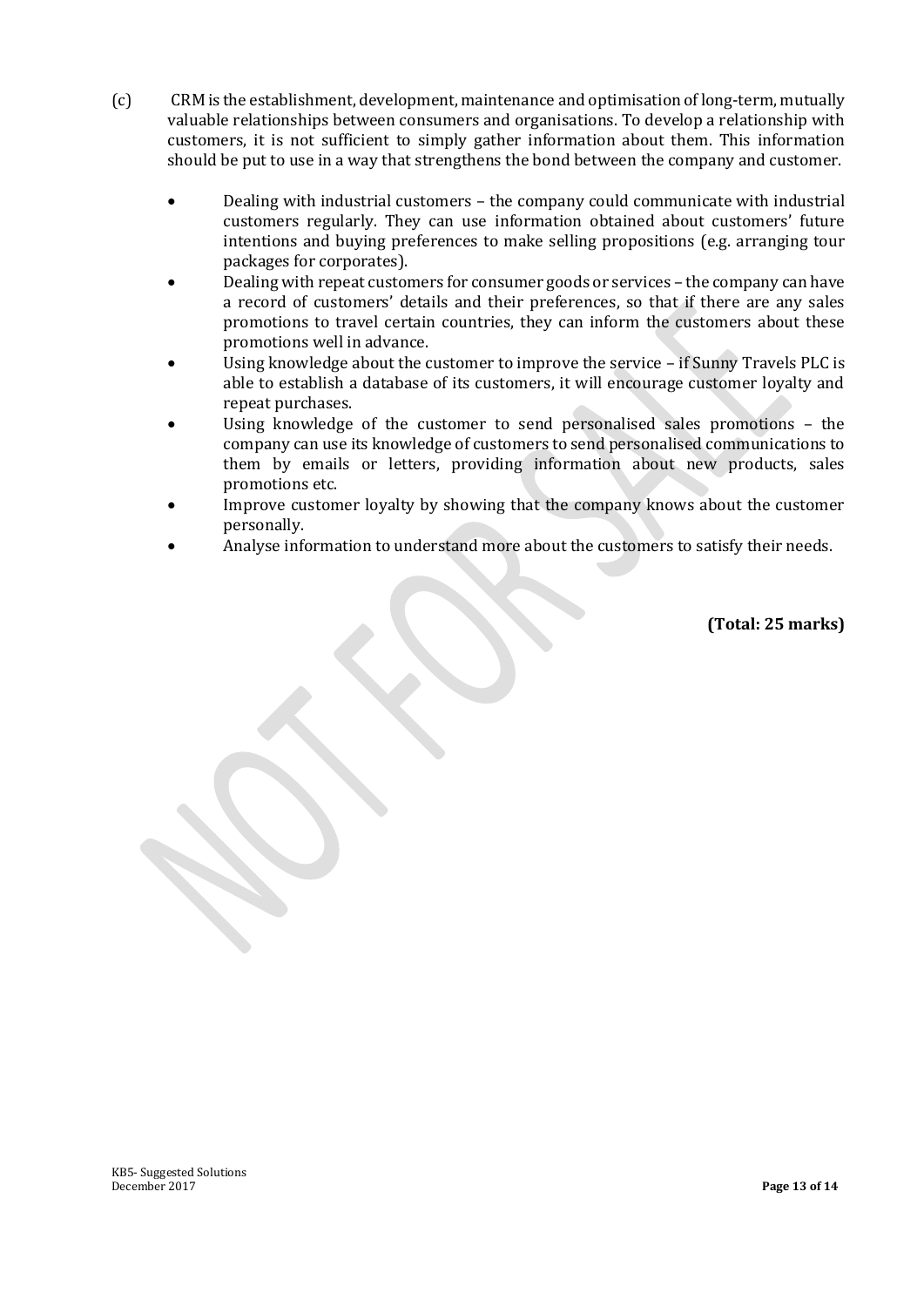(c) CRM is the establishment, development, maintenance and optimisation of long-term, mutually valuable relationships between consumers and organisations. To develop a relationship with customers, it is not sufficient to simply gather information about them. This information should be put to use in a way that strengthens the bond between the company and customer.

- Dealing with industrial customers – the company could communicate with industrial customers regularly. They can use information obtained about customers' future intentions and buying preferences to make selling propositions (e.g. arranging tour packages for corporates).
- Dealing with repeat customers for consumer goods or services – the company can have a record of customers' details and their preferences, so that if there are any sales promotions to travel certain countries, they can inform the customers about these promotions well in advance.
- Using knowledge about the customer to improve the service – if Sunny Travels PLC is able to establish a database of its customers, it will encourage customer loyalty and repeat purchases.
- Using knowledge of the customer to send personalised sales promotions – the company can use its knowledge of customers to send personalised communications to them by emails or letters, providing information about new products, sales promotions etc.
- Improve customer loyalty by showing that the company knows about the customer personally.
- Analyse information to understand more about the customers to satisfy their needs.

**(Total: 25 marks)**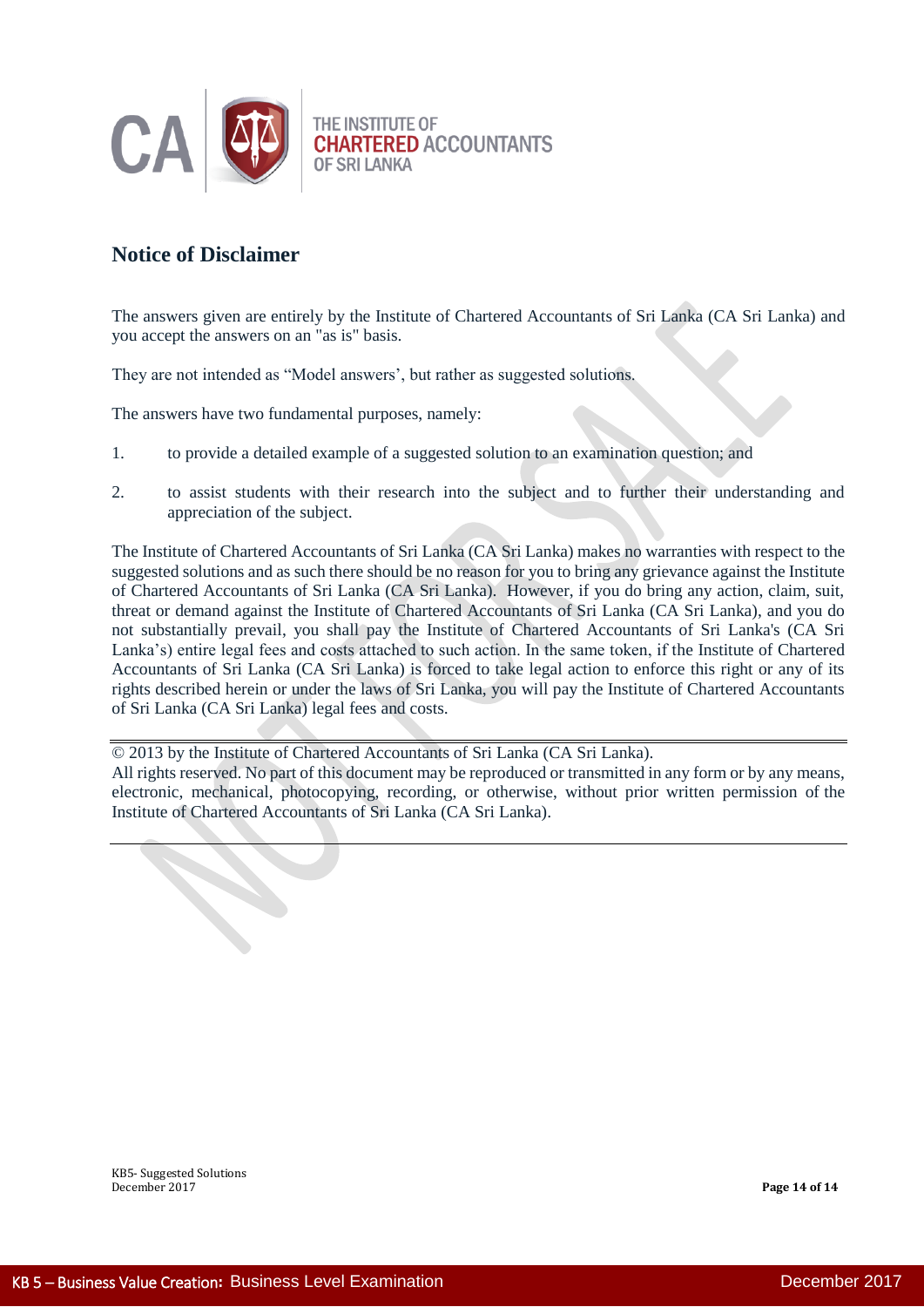THE INSTITUTE OF CHARTERED ACCOUNTANTS OF SRI LANKA

## Notice of Disclaimer

The answers given are entirely by the Institute of Chartered Accountants of Sri Lanka (CA Sri Lanka) and you accept the answers on an "as is" basis.

They are not intended as "Model answers', but rather as suggested solutions.

The answers have two fundamental purposes, namely:

1. to provide a detailed example of a suggested solution to an examination question; and
2. to assist students with their research into the subject and to further their understanding and appreciation of the subject.

The Institute of Chartered Accountants of Sri Lanka (CA Sri Lanka) makes no warranties with respect to the suggested solutions and as such there should be no reason for you to bring any grievance against the Institute of Chartered Accountants of Sri Lanka (CA Sri Lanka). However, if you do bring any action, claim, suit, threat or demand against the Institute of Chartered Accountants of Sri Lanka (CA Sri Lanka), and you do not substantially prevail, you shall pay the Institute of Chartered Accountants of Sri Lanka's (CA Sri Lanka's) entire legal fees and costs attached to such action. In the same token, if the Institute of Chartered Accountants of Sri Lanka (CA Sri Lanka) is forced to take legal action to enforce this right or any of its rights described herein or under the laws of Sri Lanka, you will pay the Institute of Chartered Accountants of Sri Lanka (CA Sri Lanka) legal fees and costs.

---

© 2013 by the Institute of Chartered Accountants of Sri Lanka (CA Sri Lanka).
All rights reserved. No part of this document may be reproduced or transmitted in any form or by any means, electronic, mechanical, photocopying, recording, or otherwise, without prior written permission of the Institute of Chartered Accountants of Sri Lanka (CA Sri Lanka).

---